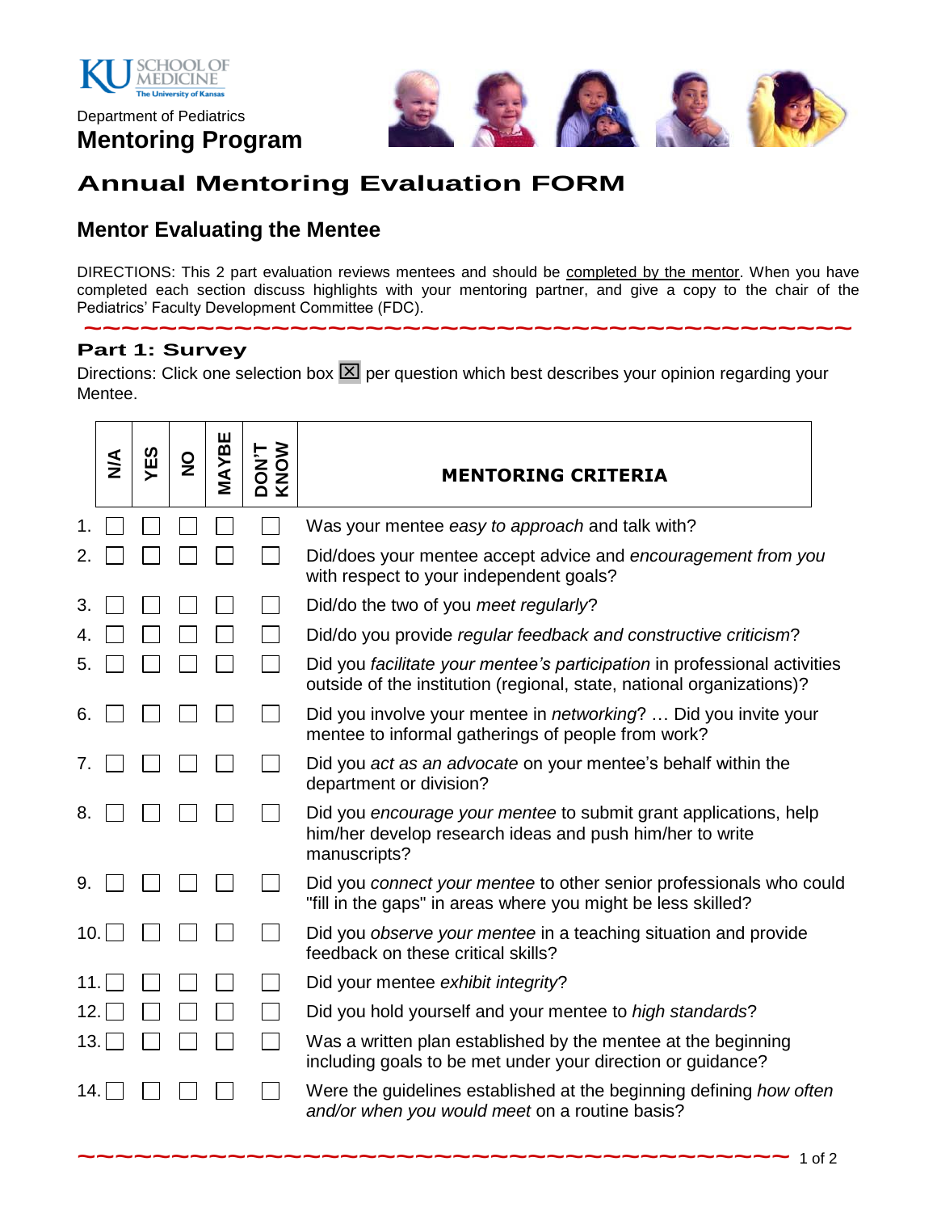KU SCHOOL OF MEDICINE
The University of Kansas

Department of Pediatrics

**Mentoring Program**

# Annual Mentoring Evaluation FORM

## Mentor Evaluating the Mentee

DIRECTIONS: This 2 part evaluation reviews mentees and should be completed by the mentor. When you have completed each section discuss highlights with your mentoring partner, and give a copy to the chair of the Pediatrics' Faculty Development Committee (FDC).

### Part 1: Survey

Directions: Click one selection box ☒ per question which best describes your opinion regarding your Mentee.

| | N/A | YES | NO | MAYBE | DON'T KNOW | MENTORING CRITERIA |
|---|---|---|---|---|---|---|
| 1. | ☐ | ☐ | ☐ | ☐ | ☐ | Was your mentee *easy to approach* and talk with? |
| 2. | ☐ | ☐ | ☐ | ☐ | ☐ | Did/does your mentee accept advice and *encouragement from you* with respect to your independent goals? |
| 3. | ☐ | ☐ | ☐ | ☐ | ☐ | Did/do the two of you *meet regularly*? |
| 4. | ☐ | ☐ | ☐ | ☐ | ☐ | Did/do you provide *regular feedback and constructive criticism*? |
| 5. | ☐ | ☐ | ☐ | ☐ | ☐ | Did you *facilitate your mentee's participation* in professional activities outside of the institution (regional, state, national organizations)? |
| 6. | ☐ | ☐ | ☐ | ☐ | ☐ | Did you involve your mentee in *networking*? … Did you invite your mentee to informal gatherings of people from work? |
| 7. | ☐ | ☐ | ☐ | ☐ | ☐ | Did you *act as an advocate* on your mentee's behalf within the department or division? |
| 8. | ☐ | ☐ | ☐ | ☐ | ☐ | Did you *encourage your mentee* to submit grant applications, help him/her develop research ideas and push him/her to write manuscripts? |
| 9. | ☐ | ☐ | ☐ | ☐ | ☐ | Did you *connect your mentee* to other senior professionals who could "fill in the gaps" in areas where you might be less skilled? |
| 10. | ☐ | ☐ | ☐ | ☐ | ☐ | Did you *observe your mentee* in a teaching situation and provide feedback on these critical skills? |
| 11. | ☐ | ☐ | ☐ | ☐ | ☐ | Did your mentee *exhibit integrity*? |
| 12. | ☐ | ☐ | ☐ | ☐ | ☐ | Did you hold yourself and your mentee to *high standards*? |
| 13. | ☐ | ☐ | ☐ | ☐ | ☐ | Was a written plan established by the mentee at the beginning including goals to be met under your direction or guidance? |
| 14. | ☐ | ☐ | ☐ | ☐ | ☐ | Were the guidelines established at the beginning defining *how often and/or when you would meet* on a routine basis? |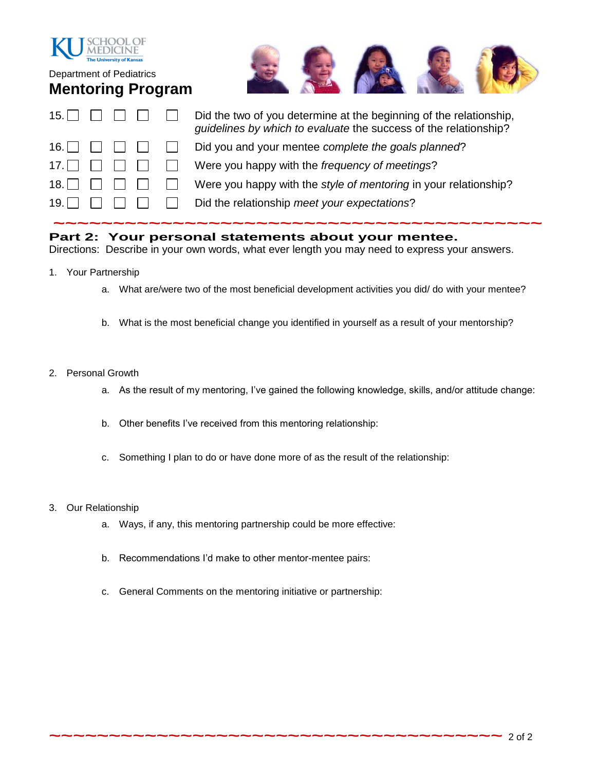Department of Pediatrics

# Mentoring Program

| | | | | | |
|---|---|---|---|---|---|
| 15. ☐ | ☐ | ☐ | ☐ | ☐ | Did the two of you determine at the beginning of the relationship, *guidelines by which to evaluate* the success of the relationship? |
| 16. ☐ | ☐ | ☐ | ☐ | ☐ | Did you and your mentee *complete the goals planned*? |
| 17. ☐ | ☐ | ☐ | ☐ | ☐ | Were you happy with the *frequency of meetings*? |
| 18. ☐ | ☐ | ☐ | ☐ | ☐ | Were you happy with the *style of mentoring* in your relationship? |
| 19. ☐ | ☐ | ☐ | ☐ | ☐ | Did the relationship *meet your expectations*? |

## Part 2: Your personal statements about your mentee.

Directions: Describe in your own words, what ever length you may need to express your answers.

1. Your Partnership
   a. What are/were two of the most beneficial development activities you did/ do with your mentee?

   b. What is the most beneficial change you identified in yourself as a result of your mentorship?

2. Personal Growth
   a. As the result of my mentoring, I've gained the following knowledge, skills, and/or attitude change:

   b. Other benefits I've received from this mentoring relationship:

   c. Something I plan to do or have done more of as the result of the relationship:

3. Our Relationship
   a. Ways, if any, this mentoring partnership could be more effective:

   b. Recommendations I'd make to other mentor-mentee pairs:

   c. General Comments on the mentoring initiative or partnership: